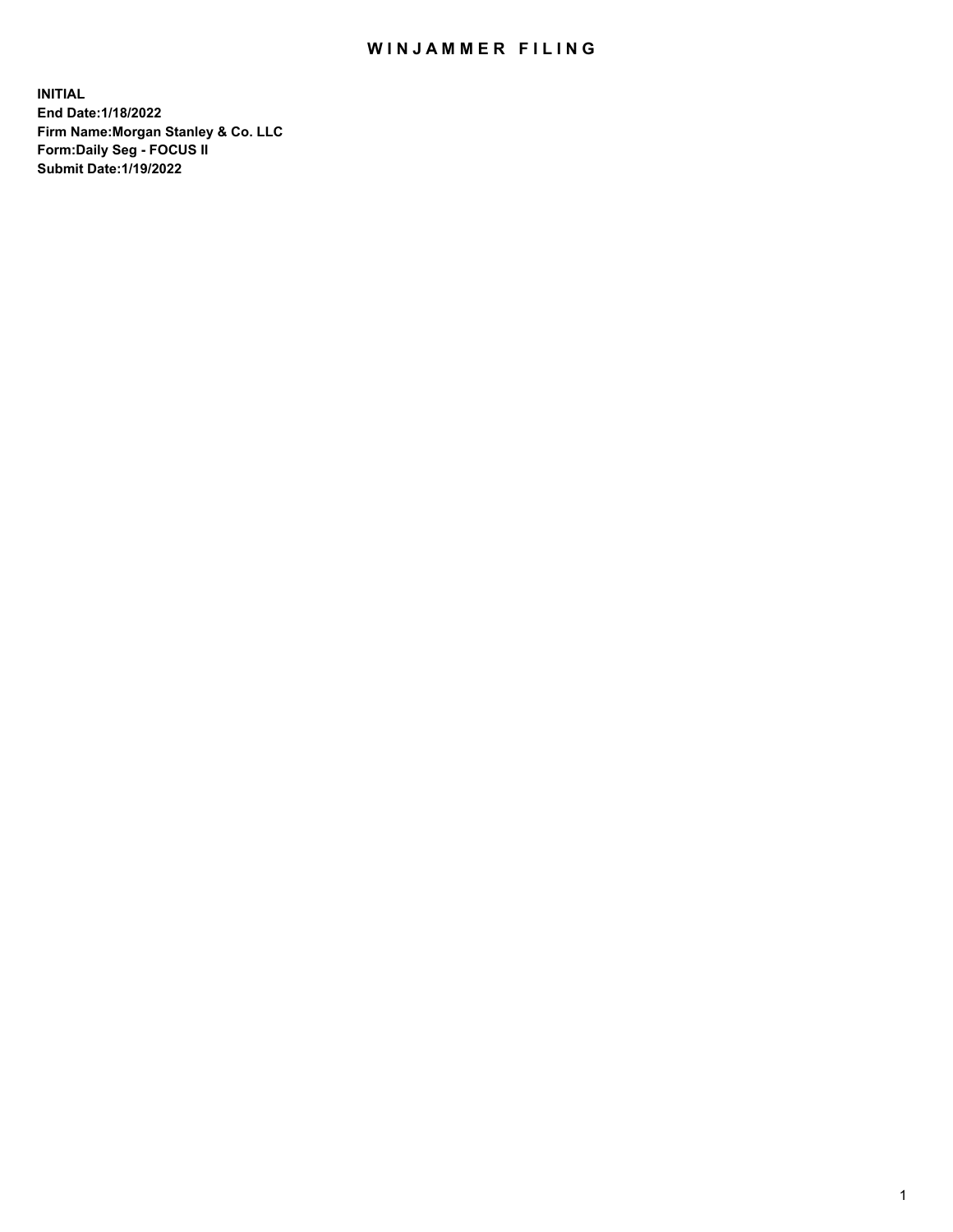# WINJAMMER FILING

**INITIAL**
**End Date:1/18/2022**
**Firm Name:Morgan Stanley & Co. LLC**
**Form:Daily Seg - FOCUS II**
**Submit Date:1/19/2022**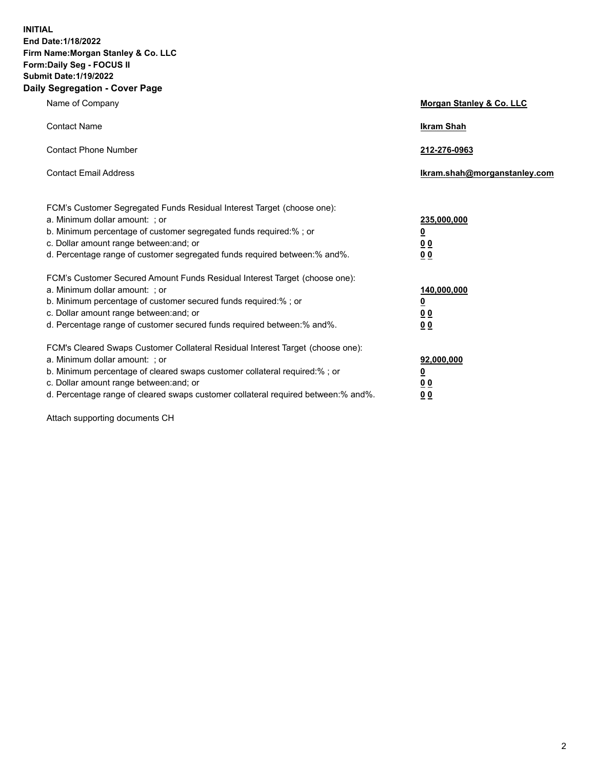**INITIAL**
**End Date:1/18/2022**
**Firm Name:Morgan Stanley & Co. LLC**
**Form:Daily Seg - FOCUS II**
**Submit Date:1/19/2022**

## Daily Segregation - Cover Page

| | |
|---|---|
| Name of Company | **Morgan Stanley & Co. LLC** |
| Contact Name | **Ikram Shah** |
| Contact Phone Number | **212-276-0963** |
| Contact Email Address | **Ikram.shah@morganstanley.com** |

| | |
|---|---|
| FCM's Customer Segregated Funds Residual Interest Target (choose one): | |
| a. Minimum dollar amount: ; or | **235,000,000** |
| b. Minimum percentage of customer segregated funds required:% ; or | **0** |
| c. Dollar amount range between:and; or | **0 0** |
| d. Percentage range of customer segregated funds required between:% and%. | **0 0** |
| FCM's Customer Secured Amount Funds Residual Interest Target (choose one): | |
| a. Minimum dollar amount: ; or | **140,000,000** |
| b. Minimum percentage of customer secured funds required:% ; or | **0** |
| c. Dollar amount range between:and; or | **0 0** |
| d. Percentage range of customer secured funds required between:% and%. | **0 0** |
| FCM's Cleared Swaps Customer Collateral Residual Interest Target (choose one): | |
| a. Minimum dollar amount: ; or | **92,000,000** |
| b. Minimum percentage of cleared swaps customer collateral required:% ; or | **0** |
| c. Dollar amount range between:and; or | **0 0** |
| d. Percentage range of cleared swaps customer collateral required between:% and%. | **0 0** |

Attach supporting documents CH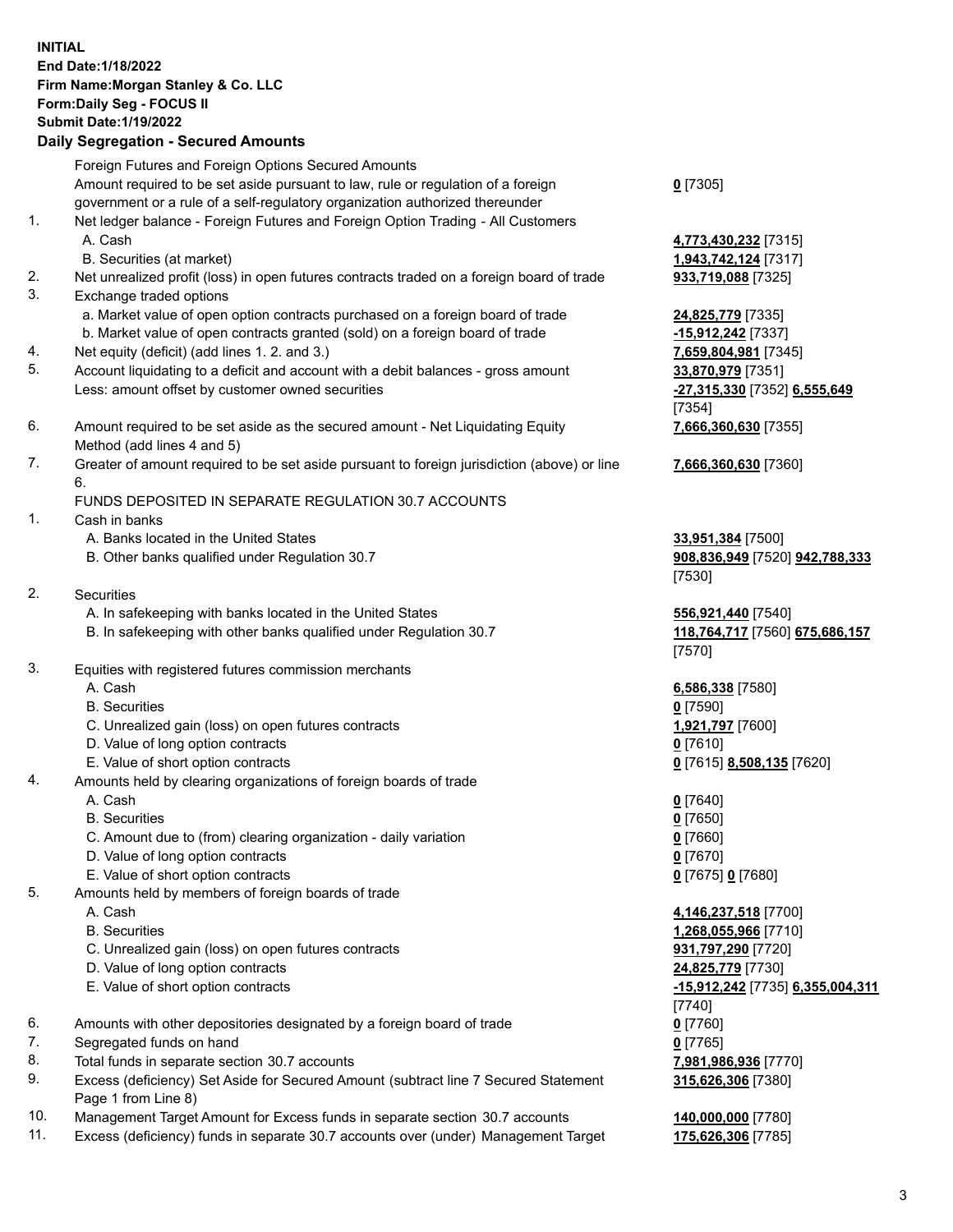**INITIAL**
**End Date:1/18/2022**
**Firm Name:Morgan Stanley & Co. LLC**
**Form:Daily Seg - FOCUS II**
**Submit Date:1/19/2022**

## Daily Segregation - Secured Amounts

| | | |
|---|---|---|
| | Foreign Futures and Foreign Options Secured Amounts | |
| | Amount required to be set aside pursuant to law, rule or regulation of a foreign government or a rule of a self-regulatory organization authorized thereunder | **0** [7305] |
| 1. | Net ledger balance - Foreign Futures and Foreign Option Trading - All Customers | |
| | A. Cash | **4,773,430,232** [7315] |
| | B. Securities (at market) | **1,943,742,124** [7317] |
| 2. | Net unrealized profit (loss) in open futures contracts traded on a foreign board of trade | **933,719,088** [7325] |
| 3. | Exchange traded options | |
| | a. Market value of open option contracts purchased on a foreign board of trade | **24,825,779** [7335] |
| | b. Market value of open contracts granted (sold) on a foreign board of trade | **-15,912,242** [7337] |
| 4. | Net equity (deficit) (add lines 1. 2. and 3.) | **7,659,804,981** [7345] |
| 5. | Account liquidating to a deficit and account with a debit balances - gross amount | **33,870,979** [7351] |
| | Less: amount offset by customer owned securities | **-27,315,330** [7352] **6,555,649** [7354] |
| 6. | Amount required to be set aside as the secured amount - Net Liquidating Equity Method (add lines 4 and 5) | **7,666,360,630** [7355] |
| 7. | Greater of amount required to be set aside pursuant to foreign jurisdiction (above) or line 6. | **7,666,360,630** [7360] |
| | FUNDS DEPOSITED IN SEPARATE REGULATION 30.7 ACCOUNTS | |
| 1. | Cash in banks | |
| | A. Banks located in the United States | **33,951,384** [7500] |
| | B. Other banks qualified under Regulation 30.7 | **908,836,949** [7520] **942,788,333** [7530] |
| 2. | Securities | |
| | A. In safekeeping with banks located in the United States | **556,921,440** [7540] |
| | B. In safekeeping with other banks qualified under Regulation 30.7 | **118,764,717** [7560] **675,686,157** [7570] |
| 3. | Equities with registered futures commission merchants | |
| | A. Cash | **6,586,338** [7580] |
| | B. Securities | **0** [7590] |
| | C. Unrealized gain (loss) on open futures contracts | **1,921,797** [7600] |
| | D. Value of long option contracts | **0** [7610] |
| | E. Value of short option contracts | **0** [7615] **8,508,135** [7620] |
| 4. | Amounts held by clearing organizations of foreign boards of trade | |
| | A. Cash | **0** [7640] |
| | B. Securities | **0** [7650] |
| | C. Amount due to (from) clearing organization - daily variation | **0** [7660] |
| | D. Value of long option contracts | **0** [7670] |
| | E. Value of short option contracts | **0** [7675] **0** [7680] |
| 5. | Amounts held by members of foreign boards of trade | |
| | A. Cash | **4,146,237,518** [7700] |
| | B. Securities | **1,268,055,966** [7710] |
| | C. Unrealized gain (loss) on open futures contracts | **931,797,290** [7720] |
| | D. Value of long option contracts | **24,825,779** [7730] |
| | E. Value of short option contracts | **-15,912,242** [7735] **6,355,004,311** [7740] |
| 6. | Amounts with other depositories designated by a foreign board of trade | **0** [7760] |
| 7. | Segregated funds on hand | **0** [7765] |
| 8. | Total funds in separate section 30.7 accounts | **7,981,986,936** [7770] |
| 9. | Excess (deficiency) Set Aside for Secured Amount (subtract line 7 Secured Statement Page 1 from Line 8) | **315,626,306** [7380] |
| 10. | Management Target Amount for Excess funds in separate section 30.7 accounts | **140,000,000** [7780] |
| 11. | Excess (deficiency) funds in separate 30.7 accounts over (under) Management Target | **175,626,306** [7785] |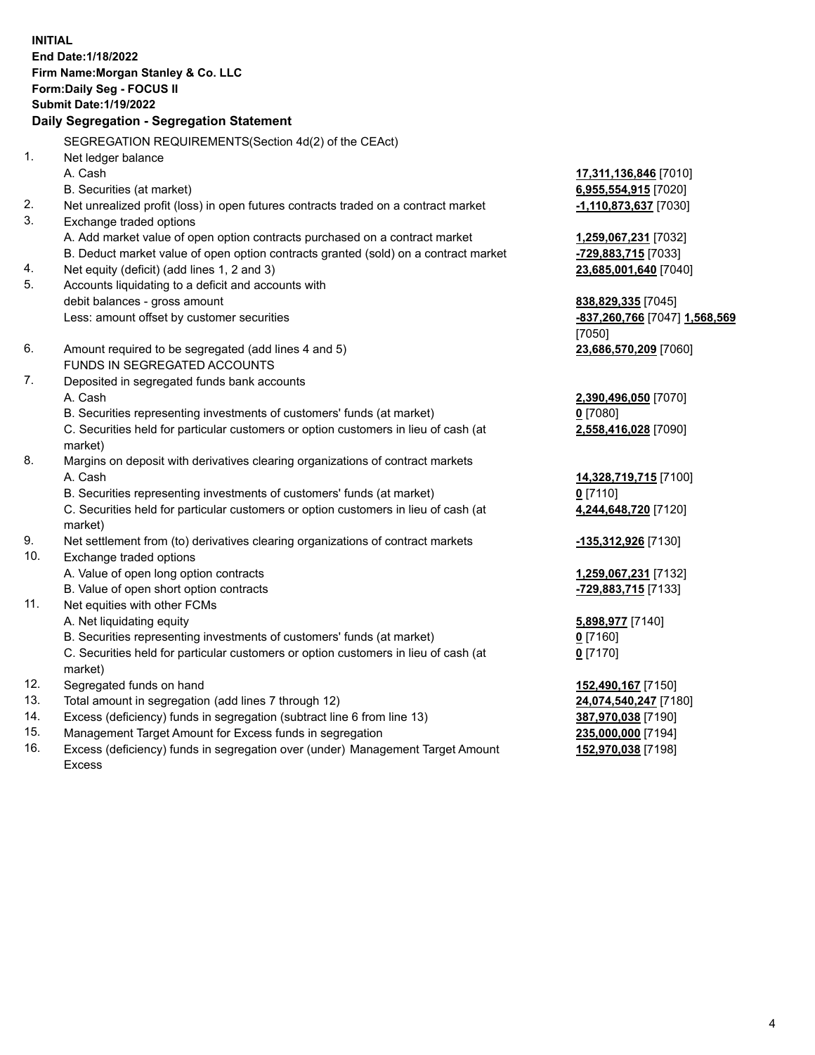**INITIAL**
**End Date:1/18/2022**
**Firm Name:Morgan Stanley & Co. LLC**
**Form:Daily Seg - FOCUS II**
**Submit Date:1/19/2022**

**Daily Segregation - Segregation Statement**

SEGREGATION REQUIREMENTS(Section 4d(2) of the CEAct)

| | | |
|---|---|---|
| 1. | Net ledger balance | |
| | A. Cash | **17,311,136,846** [7010] |
| | B. Securities (at market) | **6,955,554,915** [7020] |
| 2. | Net unrealized profit (loss) in open futures contracts traded on a contract market | **-1,110,873,637** [7030] |
| 3. | Exchange traded options | |
| | A. Add market value of open option contracts purchased on a contract market | **1,259,067,231** [7032] |
| | B. Deduct market value of open option contracts granted (sold) on a contract market | **-729,883,715** [7033] |
| 4. | Net equity (deficit) (add lines 1, 2 and 3) | **23,685,001,640** [7040] |
| 5. | Accounts liquidating to a deficit and accounts with debit balances - gross amount | **838,829,335** [7045] |
| | Less: amount offset by customer securities | **-837,260,766** [7047] **1,568,569** [7050] |
| 6. | Amount required to be segregated (add lines 4 and 5) | **23,686,570,209** [7060] |
| | FUNDS IN SEGREGATED ACCOUNTS | |
| 7. | Deposited in segregated funds bank accounts | |
| | A. Cash | **2,390,496,050** [7070] |
| | B. Securities representing investments of customers' funds (at market) | **0** [7080] |
| | C. Securities held for particular customers or option customers in lieu of cash (at market) | **2,558,416,028** [7090] |
| 8. | Margins on deposit with derivatives clearing organizations of contract markets | |
| | A. Cash | **14,328,719,715** [7100] |
| | B. Securities representing investments of customers' funds (at market) | **0** [7110] |
| | C. Securities held for particular customers or option customers in lieu of cash (at market) | **4,244,648,720** [7120] |
| 9. | Net settlement from (to) derivatives clearing organizations of contract markets | **-135,312,926** [7130] |
| 10. | Exchange traded options | |
| | A. Value of open long option contracts | **1,259,067,231** [7132] |
| | B. Value of open short option contracts | **-729,883,715** [7133] |
| 11. | Net equities with other FCMs | |
| | A. Net liquidating equity | **5,898,977** [7140] |
| | B. Securities representing investments of customers' funds (at market) | **0** [7160] |
| | C. Securities held for particular customers or option customers in lieu of cash (at market) | **0** [7170] |
| 12. | Segregated funds on hand | **152,490,167** [7150] |
| 13. | Total amount in segregation (add lines 7 through 12) | **24,074,540,247** [7180] |
| 14. | Excess (deficiency) funds in segregation (subtract line 6 from line 13) | **387,970,038** [7190] |
| 15. | Management Target Amount for Excess funds in segregation | **235,000,000** [7194] |
| 16. | Excess (deficiency) funds in segregation over (under) Management Target Amount Excess | **152,970,038** [7198] |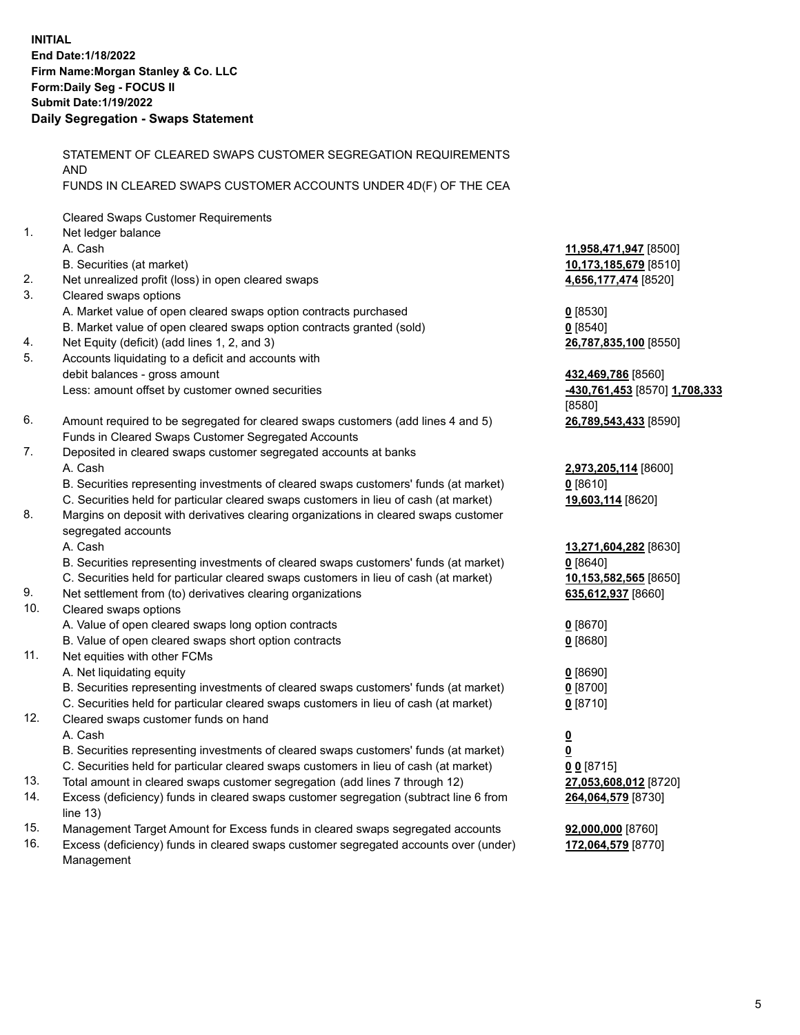**INITIAL**
**End Date:1/18/2022**
**Firm Name:Morgan Stanley & Co. LLC**
**Form:Daily Seg - FOCUS II**
**Submit Date:1/19/2022**
**Daily Segregation - Swaps Statement**

STATEMENT OF CLEARED SWAPS CUSTOMER SEGREGATION REQUIREMENTS AND
FUNDS IN CLEARED SWAPS CUSTOMER ACCOUNTS UNDER 4D(F) OF THE CEA

| | | |
|---|---|---|
| | Cleared Swaps Customer Requirements | |
| 1. | Net ledger balance | |
| | A. Cash | **11,958,471,947** [8500] |
| | B. Securities (at market) | **10,173,185,679** [8510] |
| 2. | Net unrealized profit (loss) in open cleared swaps | **4,656,177,474** [8520] |
| 3. | Cleared swaps options | |
| | A. Market value of open cleared swaps option contracts purchased | **0** [8530] |
| | B. Market value of open cleared swaps option contracts granted (sold) | **0** [8540] |
| 4. | Net Equity (deficit) (add lines 1, 2, and 3) | **26,787,835,100** [8550] |
| 5. | Accounts liquidating to a deficit and accounts with debit balances - gross amount | **432,469,786** [8560] |
| | Less: amount offset by customer owned securities | **-430,761,453** [8570] **1,708,333** [8580] |
| 6. | Amount required to be segregated for cleared swaps customers (add lines 4 and 5) | **26,789,543,433** [8590] |
| | Funds in Cleared Swaps Customer Segregated Accounts | |
| 7. | Deposited in cleared swaps customer segregated accounts at banks | |
| | A. Cash | **2,973,205,114** [8600] |
| | B. Securities representing investments of cleared swaps customers' funds (at market) | **0** [8610] |
| | C. Securities held for particular cleared swaps customers in lieu of cash (at market) | **19,603,114** [8620] |
| 8. | Margins on deposit with derivatives clearing organizations in cleared swaps customer segregated accounts | |
| | A. Cash | **13,271,604,282** [8630] |
| | B. Securities representing investments of cleared swaps customers' funds (at market) | **0** [8640] |
| | C. Securities held for particular cleared swaps customers in lieu of cash (at market) | **10,153,582,565** [8650] |
| 9. | Net settlement from (to) derivatives clearing organizations | **635,612,937** [8660] |
| 10. | Cleared swaps options | |
| | A. Value of open cleared swaps long option contracts | **0** [8670] |
| | B. Value of open cleared swaps short option contracts | **0** [8680] |
| 11. | Net equities with other FCMs | |
| | A. Net liquidating equity | **0** [8690] |
| | B. Securities representing investments of cleared swaps customers' funds (at market) | **0** [8700] |
| | C. Securities held for particular cleared swaps customers in lieu of cash (at market) | **0** [8710] |
| 12. | Cleared swaps customer funds on hand | |
| | A. Cash | **0** |
| | B. Securities representing investments of cleared swaps customers' funds (at market) | **0** |
| | C. Securities held for particular cleared swaps customers in lieu of cash (at market) | **0** **0** [8715] |
| 13. | Total amount in cleared swaps customer segregation (add lines 7 through 12) | **27,053,608,012** [8720] |
| 14. | Excess (deficiency) funds in cleared swaps customer segregation (subtract line 6 from line 13) | **264,064,579** [8730] |
| 15. | Management Target Amount for Excess funds in cleared swaps segregated accounts | **92,000,000** [8760] |
| 16. | Excess (deficiency) funds in cleared swaps customer segregated accounts over (under) Management | **172,064,579** [8770] |